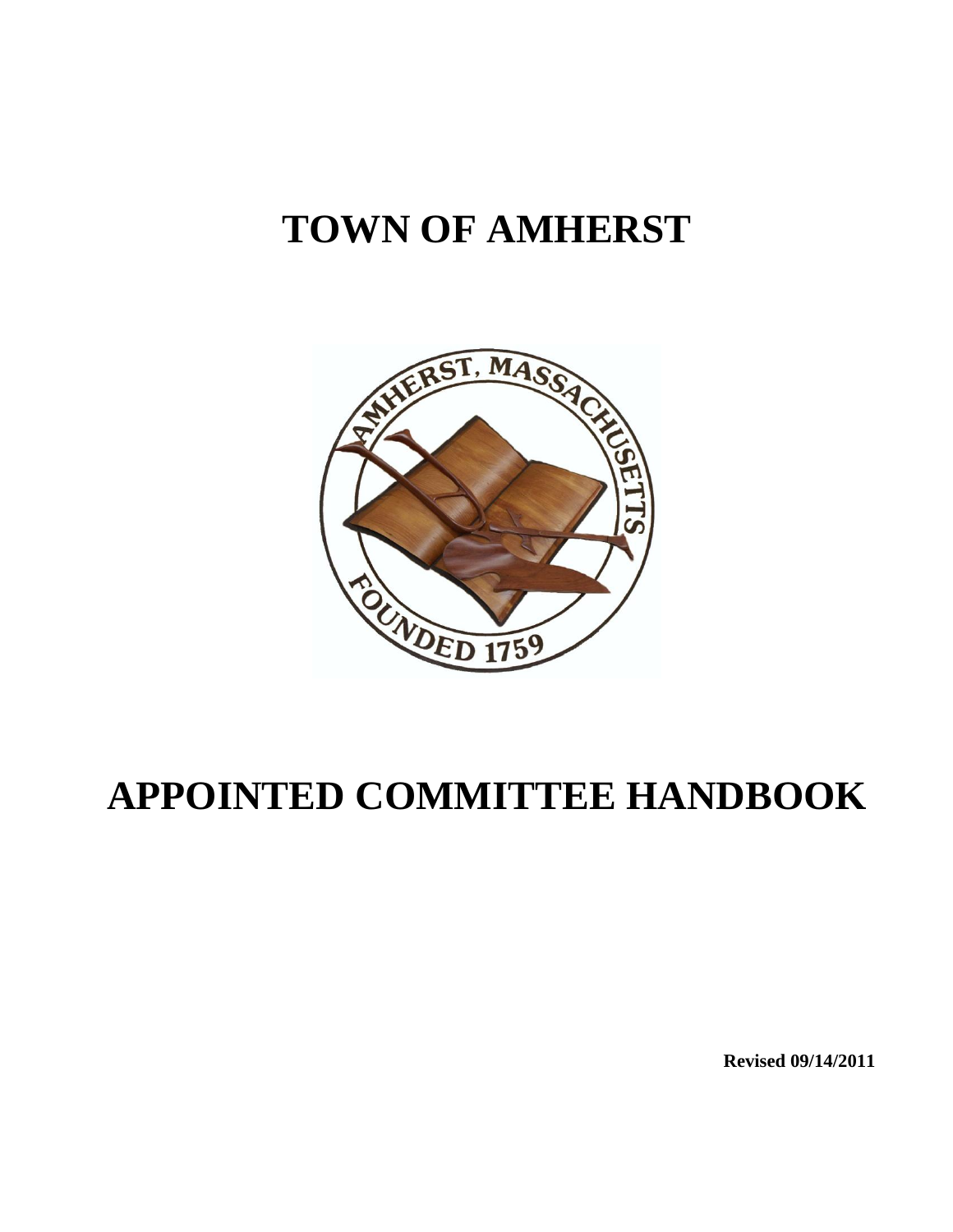# TOWN OF AMHERST

# APPOINTED COMMITTEE HANDBOOK

**Revised 09/14/2011**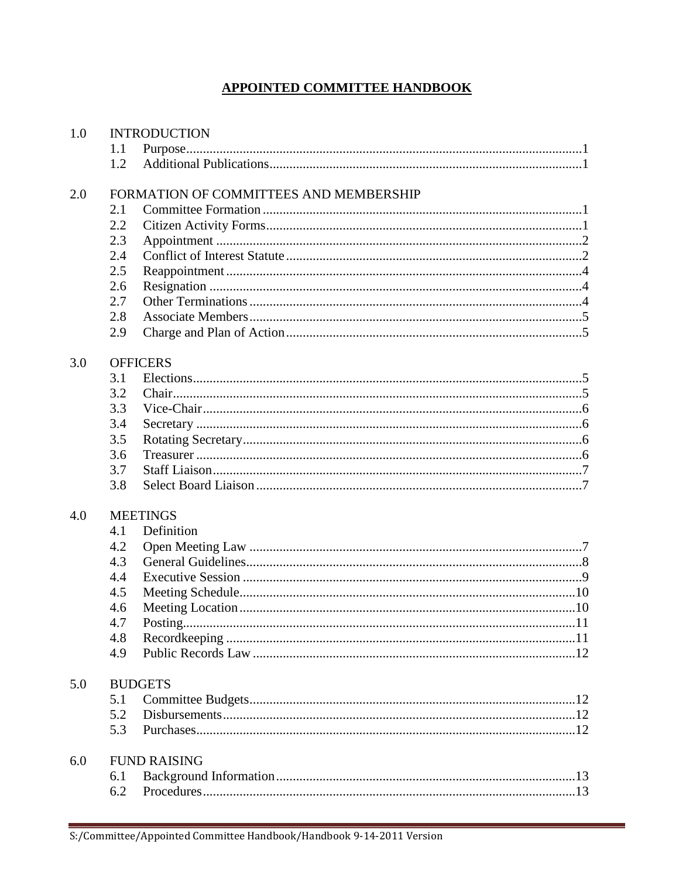# APPOINTED COMMITTEE HANDBOOK

1.0 INTRODUCTION
- 1.1 Purpose ........ 1
- 1.2 Additional Publications ........ 1

2.0 FORMATION OF COMMITTEES AND MEMBERSHIP
- 2.1 Committee Formation ........ 1
- 2.2 Citizen Activity Forms ........ 1
- 2.3 Appointment ........ 2
- 2.4 Conflict of Interest Statute ........ 2
- 2.5 Reappointment ........ 4
- 2.6 Resignation ........ 4
- 2.7 Other Terminations ........ 4
- 2.8 Associate Members ........ 5
- 2.9 Charge and Plan of Action ........ 5

3.0 OFFICERS
- 3.1 Elections ........ 5
- 3.2 Chair ........ 5
- 3.3 Vice-Chair ........ 6
- 3.4 Secretary ........ 6
- 3.5 Rotating Secretary ........ 6
- 3.6 Treasurer ........ 6
- 3.7 Staff Liaison ........ 7
- 3.8 Select Board Liaison ........ 7

4.0 MEETINGS
- 4.1 Definition
- 4.2 Open Meeting Law ........ 7
- 4.3 General Guidelines ........ 8
- 4.4 Executive Session ........ 9
- 4.5 Meeting Schedule ........ 10
- 4.6 Meeting Location ........ 10
- 4.7 Posting ........ 11
- 4.8 Recordkeeping ........ 11
- 4.9 Public Records Law ........ 12

5.0 BUDGETS
- 5.1 Committee Budgets ........ 12
- 5.2 Disbursements ........ 12
- 5.3 Purchases ........ 12

6.0 FUND RAISING
- 6.1 Background Information ........ 13
- 6.2 Procedures ........ 13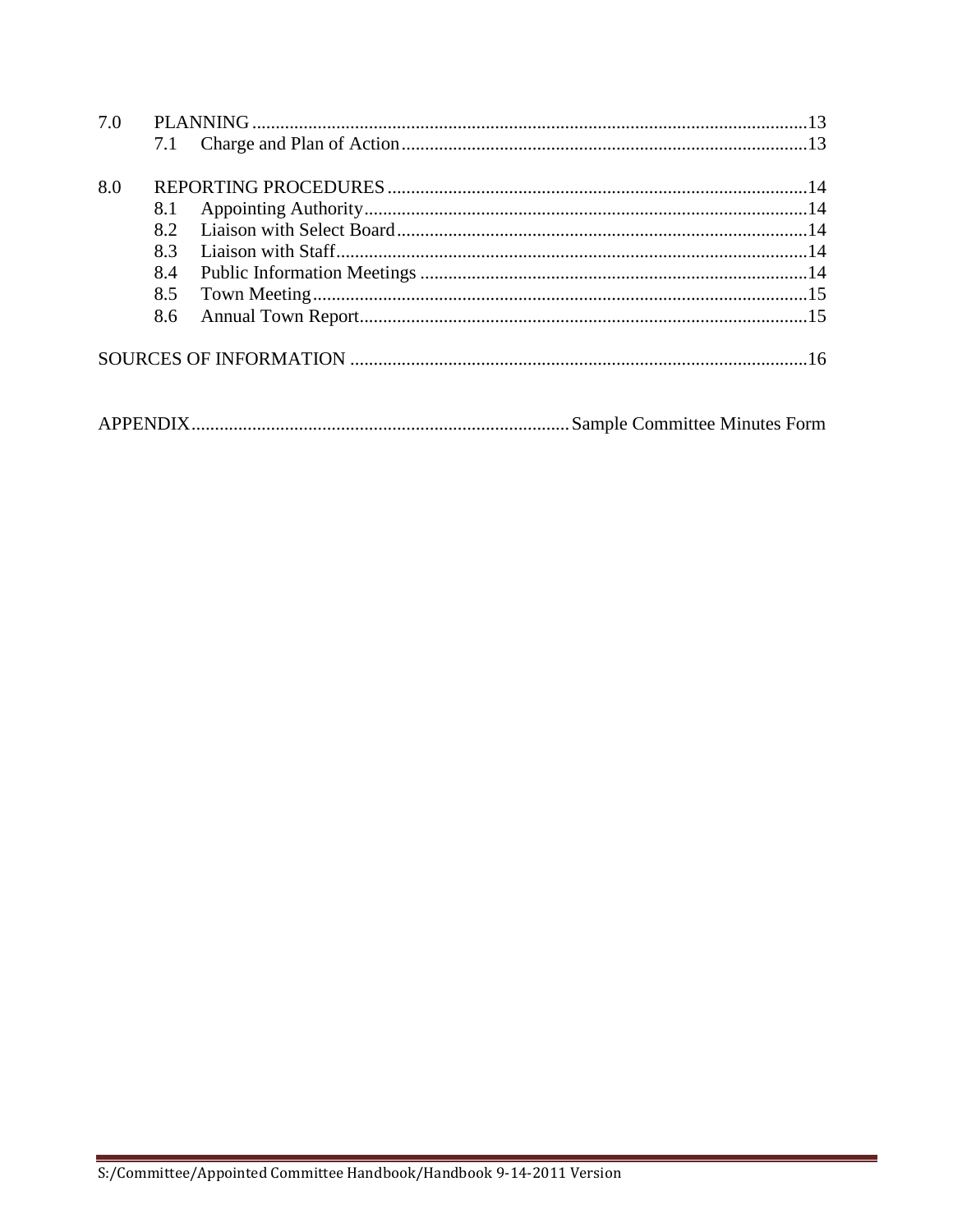7.0 PLANNING ........................................................................................................................13

- 7.1 Charge and Plan of Action ........................................................................................13

8.0 REPORTING PROCEDURES ..........................................................................................14

- 8.1 Appointing Authority ..................................................................................................14
- 8.2 Liaison with Select Board ...........................................................................................14
- 8.3 Liaison with Staff .......................................................................................................14
- 8.4 Public Information Meetings ......................................................................................14
- 8.5 Town Meeting .............................................................................................................15
- 8.6 Annual Town Report ...................................................................................................15

SOURCES OF INFORMATION ..................................................................................................16

APPENDIX ...................................................................................... Sample Committee Minutes Form

S:/Committee/Appointed Committee Handbook/Handbook 9-14-2011 Version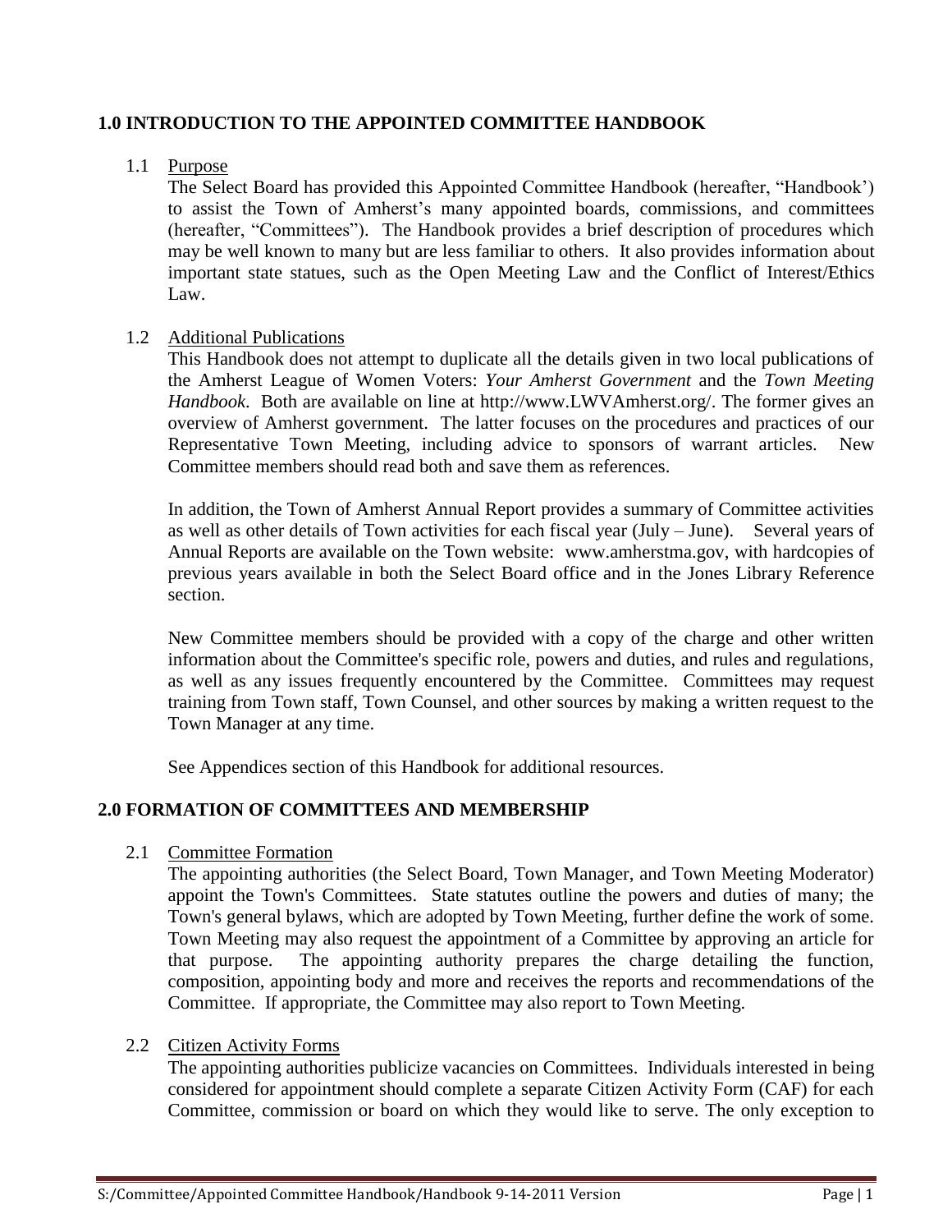## 1.0 INTRODUCTION TO THE APPOINTED COMMITTEE HANDBOOK

### 1.1 Purpose

The Select Board has provided this Appointed Committee Handbook (hereafter, "Handbook') to assist the Town of Amherst's many appointed boards, commissions, and committees (hereafter, "Committees"). The Handbook provides a brief description of procedures which may be well known to many but are less familiar to others. It also provides information about important state statues, such as the Open Meeting Law and the Conflict of Interest/Ethics Law.

### 1.2 Additional Publications

This Handbook does not attempt to duplicate all the details given in two local publications of the Amherst League of Women Voters: *Your Amherst Government* and the *Town Meeting Handbook*. Both are available on line at http://www.LWVAmherst.org/. The former gives an overview of Amherst government. The latter focuses on the procedures and practices of our Representative Town Meeting, including advice to sponsors of warrant articles. New Committee members should read both and save them as references.

In addition, the Town of Amherst Annual Report provides a summary of Committee activities as well as other details of Town activities for each fiscal year (July – June). Several years of Annual Reports are available on the Town website: www.amherstma.gov, with hardcopies of previous years available in both the Select Board office and in the Jones Library Reference section.

New Committee members should be provided with a copy of the charge and other written information about the Committee's specific role, powers and duties, and rules and regulations, as well as any issues frequently encountered by the Committee. Committees may request training from Town staff, Town Counsel, and other sources by making a written request to the Town Manager at any time.

See Appendices section of this Handbook for additional resources.

## 2.0 FORMATION OF COMMITTEES AND MEMBERSHIP

### 2.1 Committee Formation

The appointing authorities (the Select Board, Town Manager, and Town Meeting Moderator) appoint the Town's Committees. State statutes outline the powers and duties of many; the Town's general bylaws, which are adopted by Town Meeting, further define the work of some. Town Meeting may also request the appointment of a Committee by approving an article for that purpose. The appointing authority prepares the charge detailing the function, composition, appointing body and more and receives the reports and recommendations of the Committee. If appropriate, the Committee may also report to Town Meeting.

### 2.2 Citizen Activity Forms

The appointing authorities publicize vacancies on Committees. Individuals interested in being considered for appointment should complete a separate Citizen Activity Form (CAF) for each Committee, commission or board on which they would like to serve. The only exception to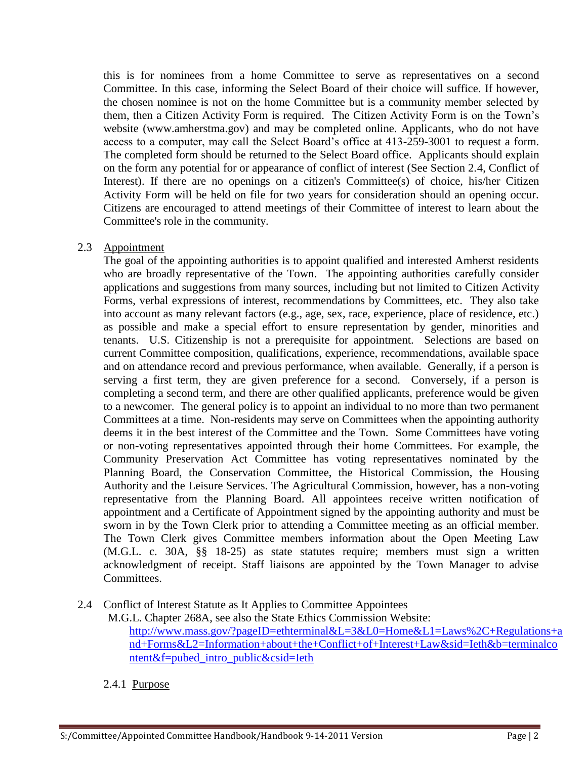this is for nominees from a home Committee to serve as representatives on a second Committee. In this case, informing the Select Board of their choice will suffice. If however, the chosen nominee is not on the home Committee but is a community member selected by them, then a Citizen Activity Form is required. The Citizen Activity Form is on the Town's website (www.amherstma.gov) and may be completed online. Applicants, who do not have access to a computer, may call the Select Board's office at 413-259-3001 to request a form. The completed form should be returned to the Select Board office. Applicants should explain on the form any potential for or appearance of conflict of interest (See Section 2.4, Conflict of Interest). If there are no openings on a citizen's Committee(s) of choice, his/her Citizen Activity Form will be held on file for two years for consideration should an opening occur. Citizens are encouraged to attend meetings of their Committee of interest to learn about the Committee's role in the community.

2.3 Appointment

The goal of the appointing authorities is to appoint qualified and interested Amherst residents who are broadly representative of the Town. The appointing authorities carefully consider applications and suggestions from many sources, including but not limited to Citizen Activity Forms, verbal expressions of interest, recommendations by Committees, etc. They also take into account as many relevant factors (e.g., age, sex, race, experience, place of residence, etc.) as possible and make a special effort to ensure representation by gender, minorities and tenants. U.S. Citizenship is not a prerequisite for appointment. Selections are based on current Committee composition, qualifications, experience, recommendations, available space and on attendance record and previous performance, when available. Generally, if a person is serving a first term, they are given preference for a second. Conversely, if a person is completing a second term, and there are other qualified applicants, preference would be given to a newcomer. The general policy is to appoint an individual to no more than two permanent Committees at a time. Non-residents may serve on Committees when the appointing authority deems it in the best interest of the Committee and the Town. Some Committees have voting or non-voting representatives appointed through their home Committees. For example, the Community Preservation Act Committee has voting representatives nominated by the Planning Board, the Conservation Committee, the Historical Commission, the Housing Authority and the Leisure Services. The Agricultural Commission, however, has a non-voting representative from the Planning Board. All appointees receive written notification of appointment and a Certificate of Appointment signed by the appointing authority and must be sworn in by the Town Clerk prior to attending a Committee meeting as an official member. The Town Clerk gives Committee members information about the Open Meeting Law (M.G.L. c. 30A, §§ 18-25) as state statutes require; members must sign a written acknowledgment of receipt. Staff liaisons are appointed by the Town Manager to advise Committees.

2.4 Conflict of Interest Statute as It Applies to Committee Appointees

M.G.L. Chapter 268A, see also the State Ethics Commission Website:
http://www.mass.gov/?pageID=ethterminal&L=3&L0=Home&L1=Laws%2C+Regulations+and+Forms&L2=Information+about+the+Conflict+of+Interest+Law&sid=Ieth&b=terminalcontent&f=pubed_intro_public&csid=Ieth

2.4.1 Purpose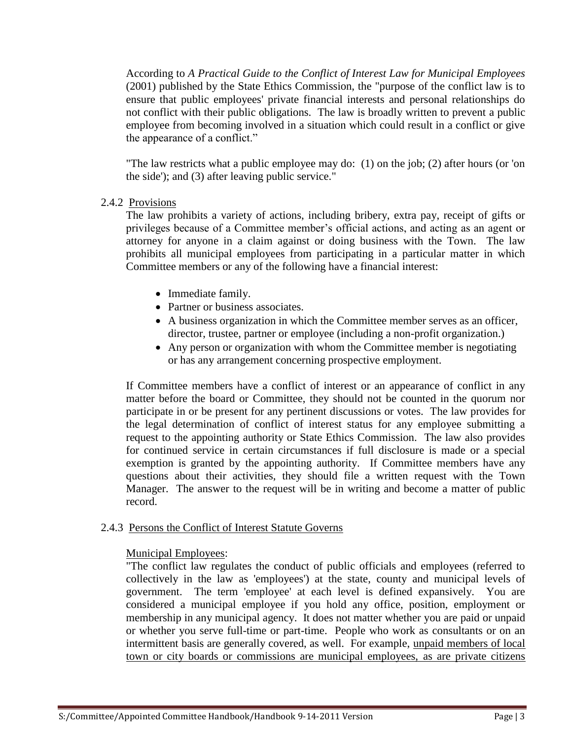According to *A Practical Guide to the Conflict of Interest Law for Municipal Employees* (2001) published by the State Ethics Commission, the "purpose of the conflict law is to ensure that public employees' private financial interests and personal relationships do not conflict with their public obligations. The law is broadly written to prevent a public employee from becoming involved in a situation which could result in a conflict or give the appearance of a conflict."

"The law restricts what a public employee may do: (1) on the job; (2) after hours (or 'on the side'); and (3) after leaving public service."

### 2.4.2 Provisions

The law prohibits a variety of actions, including bribery, extra pay, receipt of gifts or privileges because of a Committee member's official actions, and acting as an agent or attorney for anyone in a claim against or doing business with the Town. The law prohibits all municipal employees from participating in a particular matter in which Committee members or any of the following have a financial interest:

- Immediate family.
- Partner or business associates.
- A business organization in which the Committee member serves as an officer, director, trustee, partner or employee (including a non-profit organization.)
- Any person or organization with whom the Committee member is negotiating or has any arrangement concerning prospective employment.

If Committee members have a conflict of interest or an appearance of conflict in any matter before the board or Committee, they should not be counted in the quorum nor participate in or be present for any pertinent discussions or votes. The law provides for the legal determination of conflict of interest status for any employee submitting a request to the appointing authority or State Ethics Commission. The law also provides for continued service in certain circumstances if full disclosure is made or a special exemption is granted by the appointing authority. If Committee members have any questions about their activities, they should file a written request with the Town Manager. The answer to the request will be in writing and become a matter of public record.

### 2.4.3 Persons the Conflict of Interest Statute Governs

Municipal Employees:

"The conflict law regulates the conduct of public officials and employees (referred to collectively in the law as 'employees') at the state, county and municipal levels of government. The term 'employee' at each level is defined expansively. You are considered a municipal employee if you hold any office, position, employment or membership in any municipal agency. It does not matter whether you are paid or unpaid or whether you serve full-time or part-time. People who work as consultants or on an intermittent basis are generally covered, as well. For example, unpaid members of local town or city boards or commissions are municipal employees, as are private citizens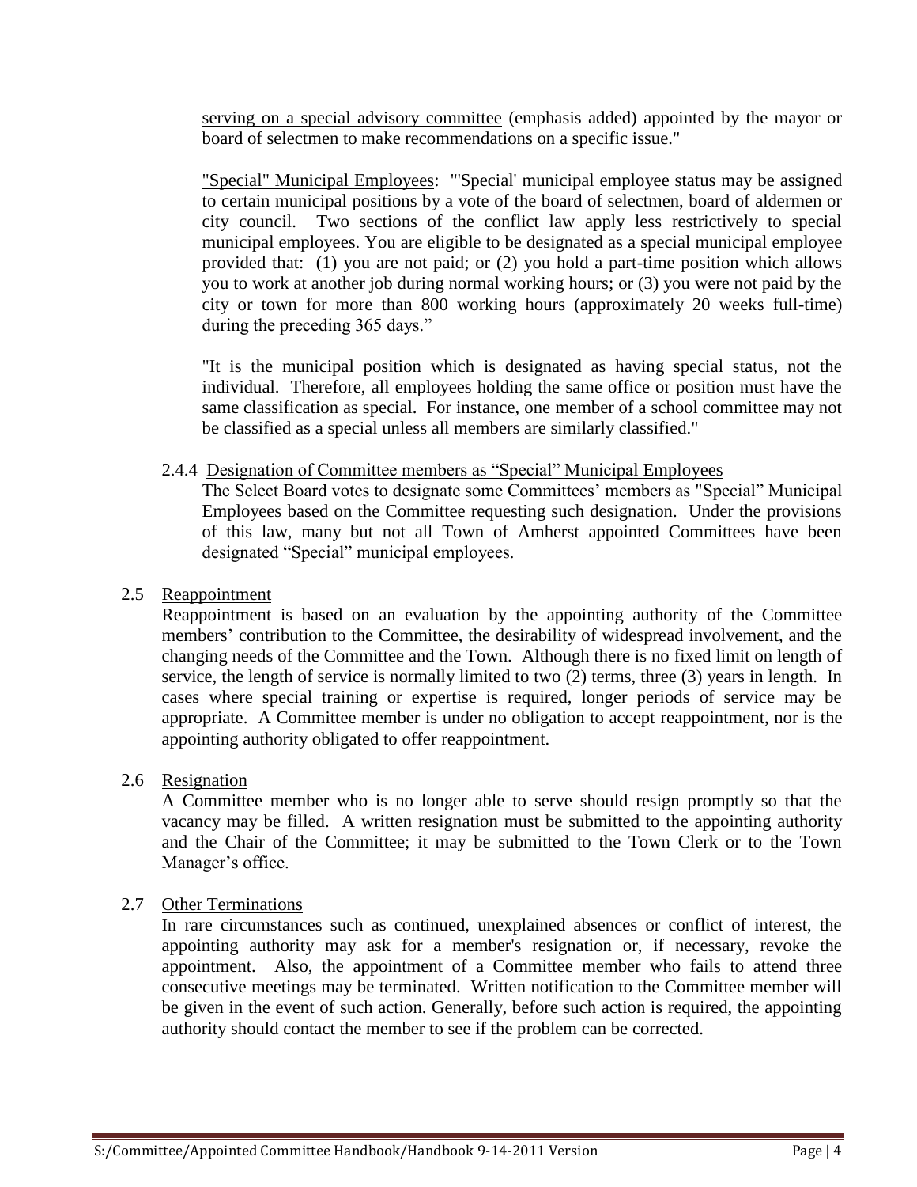serving on a special advisory committee (emphasis added) appointed by the mayor or board of selectmen to make recommendations on a specific issue."

"Special" Municipal Employees: "'Special' municipal employee status may be assigned to certain municipal positions by a vote of the board of selectmen, board of aldermen or city council. Two sections of the conflict law apply less restrictively to special municipal employees. You are eligible to be designated as a special municipal employee provided that: (1) you are not paid; or (2) you hold a part-time position which allows you to work at another job during normal working hours; or (3) you were not paid by the city or town for more than 800 working hours (approximately 20 weeks full-time) during the preceding 365 days."

"It is the municipal position which is designated as having special status, not the individual. Therefore, all employees holding the same office or position must have the same classification as special. For instance, one member of a school committee may not be classified as a special unless all members are similarly classified."

#### 2.4.4 Designation of Committee members as "Special" Municipal Employees

The Select Board votes to designate some Committees' members as "Special" Municipal Employees based on the Committee requesting such designation. Under the provisions of this law, many but not all Town of Amherst appointed Committees have been designated "Special" municipal employees.

### 2.5 Reappointment

Reappointment is based on an evaluation by the appointing authority of the Committee members' contribution to the Committee, the desirability of widespread involvement, and the changing needs of the Committee and the Town. Although there is no fixed limit on length of service, the length of service is normally limited to two (2) terms, three (3) years in length. In cases where special training or expertise is required, longer periods of service may be appropriate. A Committee member is under no obligation to accept reappointment, nor is the appointing authority obligated to offer reappointment.

### 2.6 Resignation

A Committee member who is no longer able to serve should resign promptly so that the vacancy may be filled. A written resignation must be submitted to the appointing authority and the Chair of the Committee; it may be submitted to the Town Clerk or to the Town Manager's office.

### 2.7 Other Terminations

In rare circumstances such as continued, unexplained absences or conflict of interest, the appointing authority may ask for a member's resignation or, if necessary, revoke the appointment. Also, the appointment of a Committee member who fails to attend three consecutive meetings may be terminated. Written notification to the Committee member will be given in the event of such action. Generally, before such action is required, the appointing authority should contact the member to see if the problem can be corrected.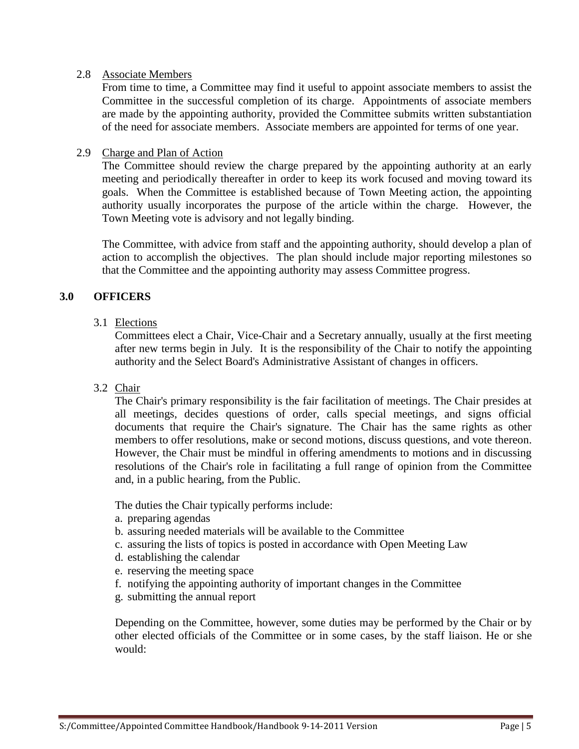2.8 Associate Members

From time to time, a Committee may find it useful to appoint associate members to assist the Committee in the successful completion of its charge. Appointments of associate members are made by the appointing authority, provided the Committee submits written substantiation of the need for associate members. Associate members are appointed for terms of one year.

2.9 Charge and Plan of Action

The Committee should review the charge prepared by the appointing authority at an early meeting and periodically thereafter in order to keep its work focused and moving toward its goals. When the Committee is established because of Town Meeting action, the appointing authority usually incorporates the purpose of the article within the charge. However, the Town Meeting vote is advisory and not legally binding.

The Committee, with advice from staff and the appointing authority, should develop a plan of action to accomplish the objectives. The plan should include major reporting milestones so that the Committee and the appointing authority may assess Committee progress.

## 3.0 OFFICERS

3.1 Elections

Committees elect a Chair, Vice-Chair and a Secretary annually, usually at the first meeting after new terms begin in July. It is the responsibility of the Chair to notify the appointing authority and the Select Board's Administrative Assistant of changes in officers.

3.2 Chair

The Chair's primary responsibility is the fair facilitation of meetings. The Chair presides at all meetings, decides questions of order, calls special meetings, and signs official documents that require the Chair's signature. The Chair has the same rights as other members to offer resolutions, make or second motions, discuss questions, and vote thereon. However, the Chair must be mindful in offering amendments to motions and in discussing resolutions of the Chair's role in facilitating a full range of opinion from the Committee and, in a public hearing, from the Public.

The duties the Chair typically performs include:

a. preparing agendas
b. assuring needed materials will be available to the Committee
c. assuring the lists of topics is posted in accordance with Open Meeting Law
d. establishing the calendar
e. reserving the meeting space
f. notifying the appointing authority of important changes in the Committee
g. submitting the annual report

Depending on the Committee, however, some duties may be performed by the Chair or by other elected officials of the Committee or in some cases, by the staff liaison. He or she would: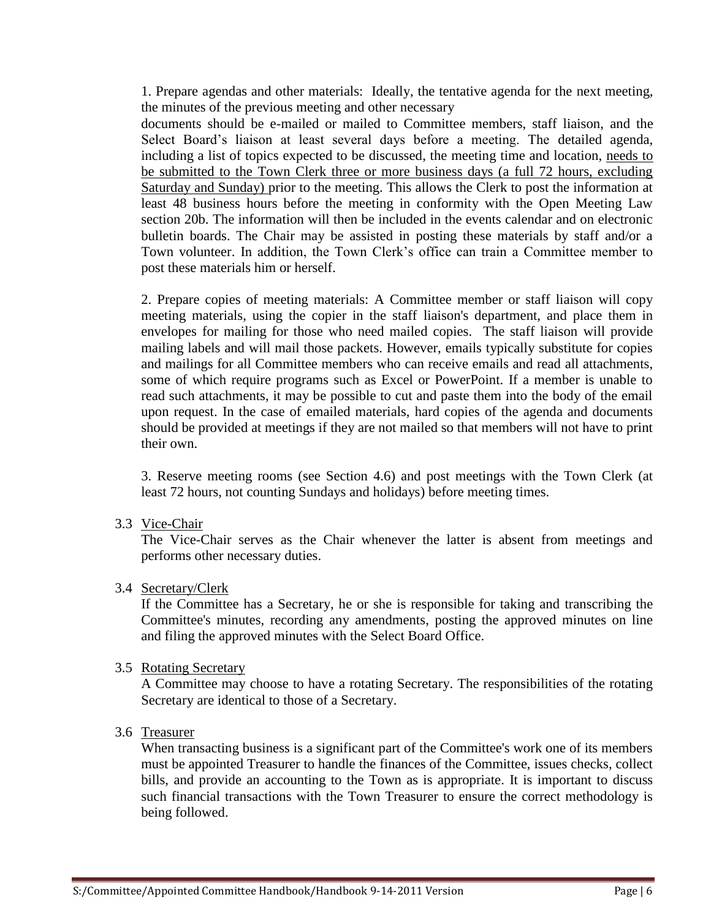1. Prepare agendas and other materials: Ideally, the tentative agenda for the next meeting, the minutes of the previous meeting and other necessary documents should be e-mailed or mailed to Committee members, staff liaison, and the Select Board's liaison at least several days before a meeting. The detailed agenda, including a list of topics expected to be discussed, the meeting time and location, <u>needs to be submitted to the Town Clerk three or more business days (a full 72 hours, excluding Saturday and Sunday)</u> prior to the meeting. This allows the Clerk to post the information at least 48 business hours before the meeting in conformity with the Open Meeting Law section 20b. The information will then be included in the events calendar and on electronic bulletin boards. The Chair may be assisted in posting these materials by staff and/or a Town volunteer. In addition, the Town Clerk's office can train a Committee member to post these materials him or herself.

2. Prepare copies of meeting materials: A Committee member or staff liaison will copy meeting materials, using the copier in the staff liaison's department, and place them in envelopes for mailing for those who need mailed copies. The staff liaison will provide mailing labels and will mail those packets. However, emails typically substitute for copies and mailings for all Committee members who can receive emails and read all attachments, some of which require programs such as Excel or PowerPoint. If a member is unable to read such attachments, it may be possible to cut and paste them into the body of the email upon request. In the case of emailed materials, hard copies of the agenda and documents should be provided at meetings if they are not mailed so that members will not have to print their own.

3. Reserve meeting rooms (see Section 4.6) and post meetings with the Town Clerk (at least 72 hours, not counting Sundays and holidays) before meeting times.

### 3.3 <u>Vice-Chair</u>

The Vice-Chair serves as the Chair whenever the latter is absent from meetings and performs other necessary duties.

### 3.4 <u>Secretary/Clerk</u>

If the Committee has a Secretary, he or she is responsible for taking and transcribing the Committee's minutes, recording any amendments, posting the approved minutes on line and filing the approved minutes with the Select Board Office.

### 3.5 <u>Rotating Secretary</u>

A Committee may choose to have a rotating Secretary. The responsibilities of the rotating Secretary are identical to those of a Secretary.

### 3.6 <u>Treasurer</u>

When transacting business is a significant part of the Committee's work one of its members must be appointed Treasurer to handle the finances of the Committee, issues checks, collect bills, and provide an accounting to the Town as is appropriate. It is important to discuss such financial transactions with the Town Treasurer to ensure the correct methodology is being followed.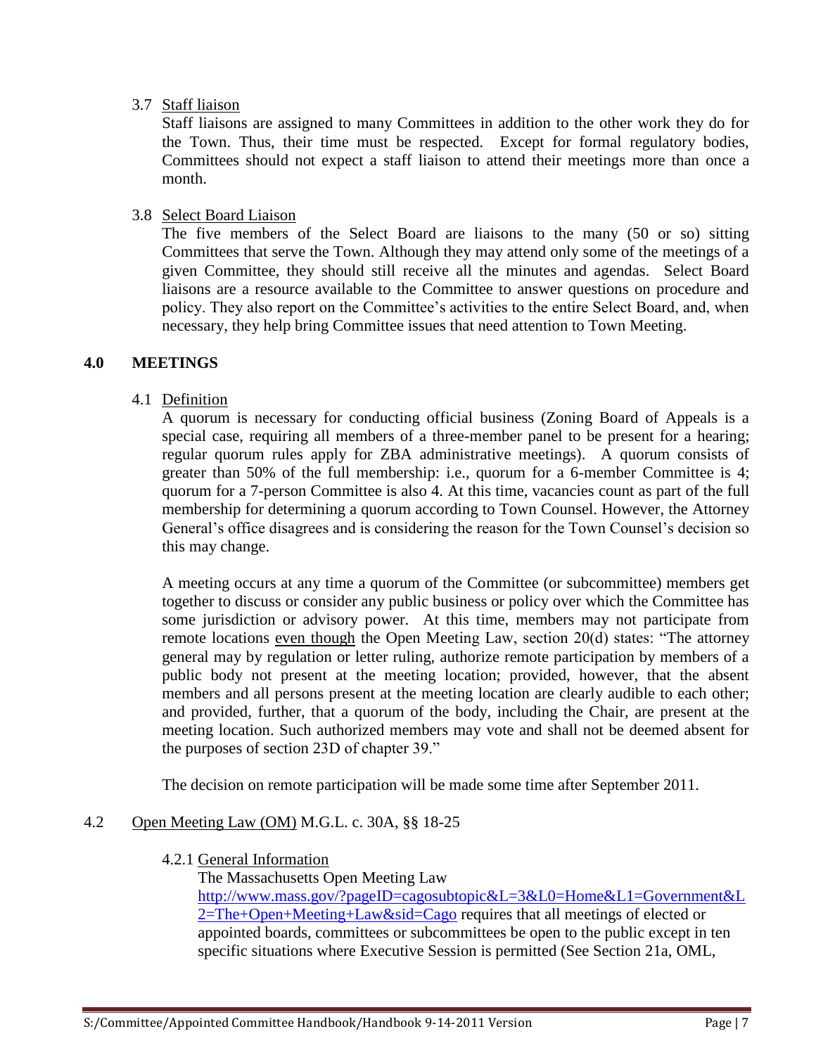3.7 Staff liaison

Staff liaisons are assigned to many Committees in addition to the other work they do for the Town. Thus, their time must be respected. Except for formal regulatory bodies, Committees should not expect a staff liaison to attend their meetings more than once a month.

3.8 Select Board Liaison

The five members of the Select Board are liaisons to the many (50 or so) sitting Committees that serve the Town. Although they may attend only some of the meetings of a given Committee, they should still receive all the minutes and agendas. Select Board liaisons are a resource available to the Committee to answer questions on procedure and policy. They also report on the Committee's activities to the entire Select Board, and, when necessary, they help bring Committee issues that need attention to Town Meeting.

## 4.0 MEETINGS

4.1 Definition

A quorum is necessary for conducting official business (Zoning Board of Appeals is a special case, requiring all members of a three-member panel to be present for a hearing; regular quorum rules apply for ZBA administrative meetings). A quorum consists of greater than 50% of the full membership: i.e., quorum for a 6-member Committee is 4; quorum for a 7-person Committee is also 4. At this time, vacancies count as part of the full membership for determining a quorum according to Town Counsel. However, the Attorney General's office disagrees and is considering the reason for the Town Counsel's decision so this may change.

A meeting occurs at any time a quorum of the Committee (or subcommittee) members get together to discuss or consider any public business or policy over which the Committee has some jurisdiction or advisory power. At this time, members may not participate from remote locations even though the Open Meeting Law, section 20(d) states: "The attorney general may by regulation or letter ruling, authorize remote participation by members of a public body not present at the meeting location; provided, however, that the absent members and all persons present at the meeting location are clearly audible to each other; and provided, further, that a quorum of the body, including the Chair, are present at the meeting location. Such authorized members may vote and shall not be deemed absent for the purposes of section 23D of chapter 39."

The decision on remote participation will be made some time after September 2011.

4.2 Open Meeting Law (OM) M.G.L. c. 30A, §§ 18-25

4.2.1 General Information

The Massachusetts Open Meeting Law http://www.mass.gov/?pageID=cagosubtopic&L=3&L0=Home&L1=Government&L2=The+Open+Meeting+Law&sid=Cago requires that all meetings of elected or appointed boards, committees or subcommittees be open to the public except in ten specific situations where Executive Session is permitted (See Section 21a, OML,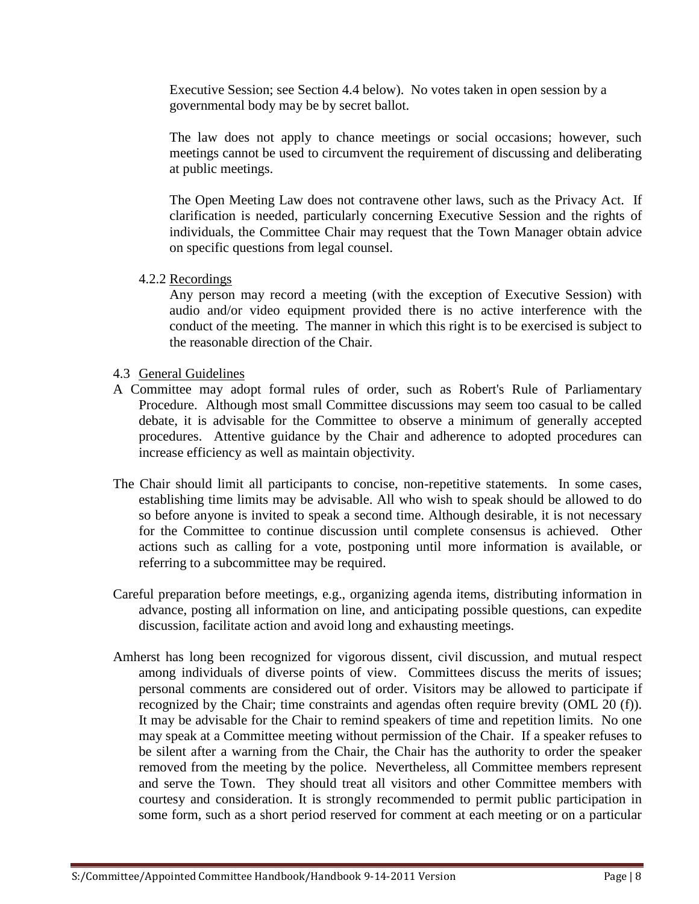Executive Session; see Section 4.4 below). No votes taken in open session by a governmental body may be by secret ballot.

The law does not apply to chance meetings or social occasions; however, such meetings cannot be used to circumvent the requirement of discussing and deliberating at public meetings.

The Open Meeting Law does not contravene other laws, such as the Privacy Act. If clarification is needed, particularly concerning Executive Session and the rights of individuals, the Committee Chair may request that the Town Manager obtain advice on specific questions from legal counsel.

#### 4.2.2 Recordings

Any person may record a meeting (with the exception of Executive Session) with audio and/or video equipment provided there is no active interference with the conduct of the meeting. The manner in which this right is to be exercised is subject to the reasonable direction of the Chair.

### 4.3 General Guidelines

A Committee may adopt formal rules of order, such as Robert's Rule of Parliamentary Procedure. Although most small Committee discussions may seem too casual to be called debate, it is advisable for the Committee to observe a minimum of generally accepted procedures. Attentive guidance by the Chair and adherence to adopted procedures can increase efficiency as well as maintain objectivity.

The Chair should limit all participants to concise, non-repetitive statements. In some cases, establishing time limits may be advisable. All who wish to speak should be allowed to do so before anyone is invited to speak a second time. Although desirable, it is not necessary for the Committee to continue discussion until complete consensus is achieved. Other actions such as calling for a vote, postponing until more information is available, or referring to a subcommittee may be required.

Careful preparation before meetings, e.g., organizing agenda items, distributing information in advance, posting all information on line, and anticipating possible questions, can expedite discussion, facilitate action and avoid long and exhausting meetings.

Amherst has long been recognized for vigorous dissent, civil discussion, and mutual respect among individuals of diverse points of view. Committees discuss the merits of issues; personal comments are considered out of order. Visitors may be allowed to participate if recognized by the Chair; time constraints and agendas often require brevity (OML 20 (f)). It may be advisable for the Chair to remind speakers of time and repetition limits. No one may speak at a Committee meeting without permission of the Chair. If a speaker refuses to be silent after a warning from the Chair, the Chair has the authority to order the speaker removed from the meeting by the police. Nevertheless, all Committee members represent and serve the Town. They should treat all visitors and other Committee members with courtesy and consideration. It is strongly recommended to permit public participation in some form, such as a short period reserved for comment at each meeting or on a particular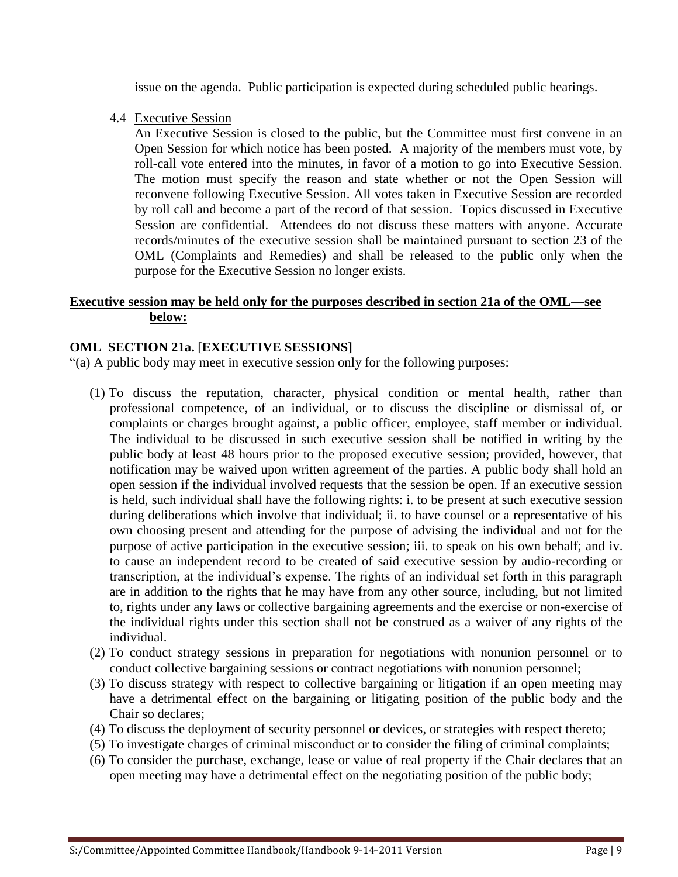issue on the agenda. Public participation is expected during scheduled public hearings.

4.4 Executive Session

An Executive Session is closed to the public, but the Committee must first convene in an Open Session for which notice has been posted. A majority of the members must vote, by roll-call vote entered into the minutes, in favor of a motion to go into Executive Session. The motion must specify the reason and state whether or not the Open Session will reconvene following Executive Session. All votes taken in Executive Session are recorded by roll call and become a part of the record of that session. Topics discussed in Executive Session are confidential. Attendees do not discuss these matters with anyone. Accurate records/minutes of the executive session shall be maintained pursuant to section 23 of the OML (Complaints and Remedies) and shall be released to the public only when the purpose for the Executive Session no longer exists.

**Executive session may be held only for the purposes described in section 21a of the OML—see below:**

**OML SECTION 21a. [EXECUTIVE SESSIONS]**

"(a) A public body may meet in executive session only for the following purposes:

(1) To discuss the reputation, character, physical condition or mental health, rather than professional competence, of an individual, or to discuss the discipline or dismissal of, or complaints or charges brought against, a public officer, employee, staff member or individual. The individual to be discussed in such executive session shall be notified in writing by the public body at least 48 hours prior to the proposed executive session; provided, however, that notification may be waived upon written agreement of the parties. A public body shall hold an open session if the individual involved requests that the session be open. If an executive session is held, such individual shall have the following rights: i. to be present at such executive session during deliberations which involve that individual; ii. to have counsel or a representative of his own choosing present and attending for the purpose of advising the individual and not for the purpose of active participation in the executive session; iii. to speak on his own behalf; and iv. to cause an independent record to be created of said executive session by audio-recording or transcription, at the individual's expense. The rights of an individual set forth in this paragraph are in addition to the rights that he may have from any other source, including, but not limited to, rights under any laws or collective bargaining agreements and the exercise or non-exercise of the individual rights under this section shall not be construed as a waiver of any rights of the individual.

(2) To conduct strategy sessions in preparation for negotiations with nonunion personnel or to conduct collective bargaining sessions or contract negotiations with nonunion personnel;

(3) To discuss strategy with respect to collective bargaining or litigation if an open meeting may have a detrimental effect on the bargaining or litigating position of the public body and the Chair so declares;

(4) To discuss the deployment of security personnel or devices, or strategies with respect thereto;

(5) To investigate charges of criminal misconduct or to consider the filing of criminal complaints;

(6) To consider the purchase, exchange, lease or value of real property if the Chair declares that an open meeting may have a detrimental effect on the negotiating position of the public body;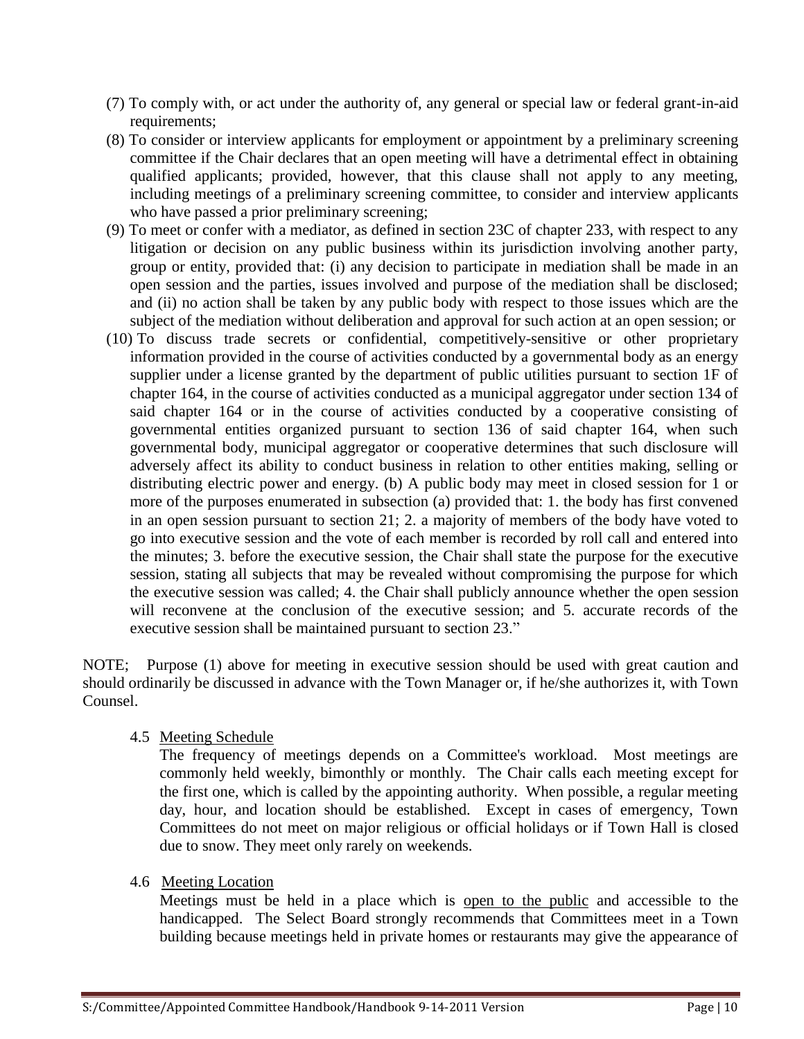(7) To comply with, or act under the authority of, any general or special law or federal grant-in-aid requirements;

(8) To consider or interview applicants for employment or appointment by a preliminary screening committee if the Chair declares that an open meeting will have a detrimental effect in obtaining qualified applicants; provided, however, that this clause shall not apply to any meeting, including meetings of a preliminary screening committee, to consider and interview applicants who have passed a prior preliminary screening;

(9) To meet or confer with a mediator, as defined in section 23C of chapter 233, with respect to any litigation or decision on any public business within its jurisdiction involving another party, group or entity, provided that: (i) any decision to participate in mediation shall be made in an open session and the parties, issues involved and purpose of the mediation shall be disclosed; and (ii) no action shall be taken by any public body with respect to those issues which are the subject of the mediation without deliberation and approval for such action at an open session; or

(10) To discuss trade secrets or confidential, competitively-sensitive or other proprietary information provided in the course of activities conducted by a governmental body as an energy supplier under a license granted by the department of public utilities pursuant to section 1F of chapter 164, in the course of activities conducted as a municipal aggregator under section 134 of said chapter 164 or in the course of activities conducted by a cooperative consisting of governmental entities organized pursuant to section 136 of said chapter 164, when such governmental body, municipal aggregator or cooperative determines that such disclosure will adversely affect its ability to conduct business in relation to other entities making, selling or distributing electric power and energy. (b) A public body may meet in closed session for 1 or more of the purposes enumerated in subsection (a) provided that: 1. the body has first convened in an open session pursuant to section 21; 2. a majority of members of the body have voted to go into executive session and the vote of each member is recorded by roll call and entered into the minutes; 3. before the executive session, the Chair shall state the purpose for the executive session, stating all subjects that may be revealed without compromising the purpose for which the executive session was called; 4. the Chair shall publicly announce whether the open session will reconvene at the conclusion of the executive session; and 5. accurate records of the executive session shall be maintained pursuant to section 23."

NOTE; Purpose (1) above for meeting in executive session should be used with great caution and should ordinarily be discussed in advance with the Town Manager or, if he/she authorizes it, with Town Counsel.

### 4.5 Meeting Schedule

The frequency of meetings depends on a Committee's workload. Most meetings are commonly held weekly, bimonthly or monthly. The Chair calls each meeting except for the first one, which is called by the appointing authority. When possible, a regular meeting day, hour, and location should be established. Except in cases of emergency, Town Committees do not meet on major religious or official holidays or if Town Hall is closed due to snow. They meet only rarely on weekends.

### 4.6 Meeting Location

Meetings must be held in a place which is open to the public and accessible to the handicapped. The Select Board strongly recommends that Committees meet in a Town building because meetings held in private homes or restaurants may give the appearance of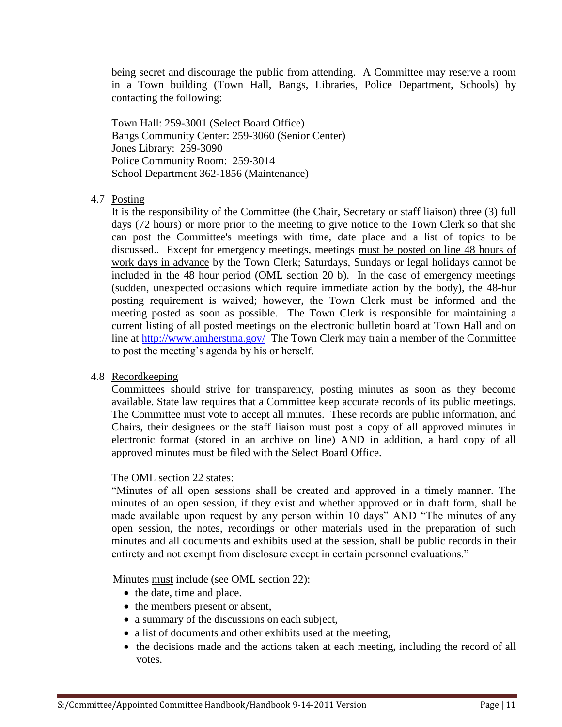being secret and discourage the public from attending. A Committee may reserve a room in a Town building (Town Hall, Bangs, Libraries, Police Department, Schools) by contacting the following:

Town Hall: 259-3001 (Select Board Office)
Bangs Community Center: 259-3060 (Senior Center)
Jones Library: 259-3090
Police Community Room: 259-3014
School Department 362-1856 (Maintenance)

4.7 Posting

It is the responsibility of the Committee (the Chair, Secretary or staff liaison) three (3) full days (72 hours) or more prior to the meeting to give notice to the Town Clerk so that she can post the Committee's meetings with time, date place and a list of topics to be discussed.. Except for emergency meetings, meetings must be posted on line 48 hours of work days in advance by the Town Clerk; Saturdays, Sundays or legal holidays cannot be included in the 48 hour period (OML section 20 b). In the case of emergency meetings (sudden, unexpected occasions which require immediate action by the body), the 48-hur posting requirement is waived; however, the Town Clerk must be informed and the meeting posted as soon as possible. The Town Clerk is responsible for maintaining a current listing of all posted meetings on the electronic bulletin board at Town Hall and on line at http://www.amherstma.gov/ The Town Clerk may train a member of the Committee to post the meeting's agenda by his or herself.

4.8 Recordkeeping

Committees should strive for transparency, posting minutes as soon as they become available. State law requires that a Committee keep accurate records of its public meetings. The Committee must vote to accept all minutes. These records are public information, and Chairs, their designees or the staff liaison must post a copy of all approved minutes in electronic format (stored in an archive on line) AND in addition, a hard copy of all approved minutes must be filed with the Select Board Office.

The OML section 22 states:
"Minutes of all open sessions shall be created and approved in a timely manner. The minutes of an open session, if they exist and whether approved or in draft form, shall be made available upon request by any person within 10 days" AND "The minutes of any open session, the notes, recordings or other materials used in the preparation of such minutes and all documents and exhibits used at the session, shall be public records in their entirety and not exempt from disclosure except in certain personnel evaluations."

Minutes must include (see OML section 22):

- the date, time and place.
- the members present or absent,
- a summary of the discussions on each subject,
- a list of documents and other exhibits used at the meeting,
- the decisions made and the actions taken at each meeting, including the record of all votes.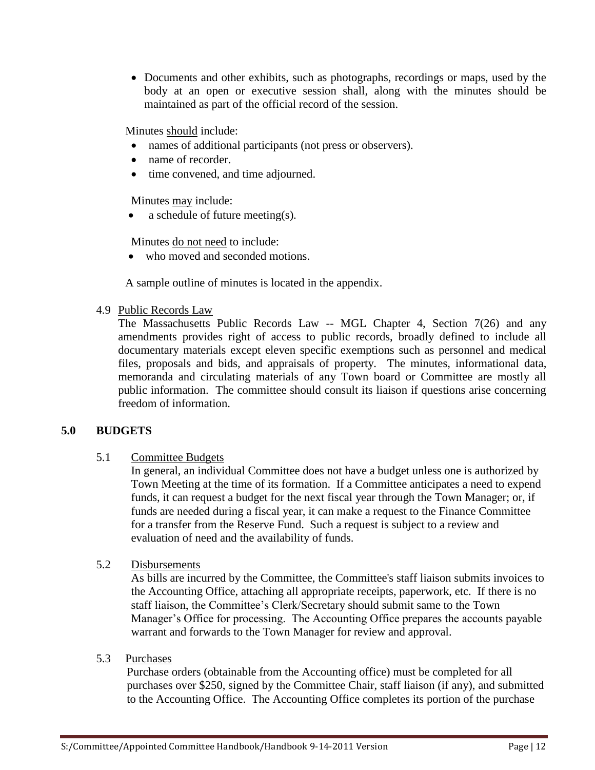- Documents and other exhibits, such as photographs, recordings or maps, used by the body at an open or executive session shall, along with the minutes should be maintained as part of the official record of the session.

Minutes <u>should</u> include:

- names of additional participants (not press or observers).
- name of recorder.
- time convened, and time adjourned.

Minutes <u>may</u> include:

- a schedule of future meeting(s).

Minutes <u>do not need</u> to include:

- who moved and seconded motions.

A sample outline of minutes is located in the appendix.

4.9 <u>Public Records Law</u>

The Massachusetts Public Records Law -- MGL Chapter 4, Section 7(26) and any amendments provides right of access to public records, broadly defined to include all documentary materials except eleven specific exemptions such as personnel and medical files, proposals and bids, and appraisals of property. The minutes, informational data, memoranda and circulating materials of any Town board or Committee are mostly all public information. The committee should consult its liaison if questions arise concerning freedom of information.

## 5.0 BUDGETS

5.1 <u>Committee Budgets</u>

In general, an individual Committee does not have a budget unless one is authorized by Town Meeting at the time of its formation. If a Committee anticipates a need to expend funds, it can request a budget for the next fiscal year through the Town Manager; or, if funds are needed during a fiscal year, it can make a request to the Finance Committee for a transfer from the Reserve Fund. Such a request is subject to a review and evaluation of need and the availability of funds.

5.2 <u>Disbursements</u>

As bills are incurred by the Committee, the Committee's staff liaison submits invoices to the Accounting Office, attaching all appropriate receipts, paperwork, etc. If there is no staff liaison, the Committee's Clerk/Secretary should submit same to the Town Manager's Office for processing. The Accounting Office prepares the accounts payable warrant and forwards to the Town Manager for review and approval.

5.3 <u>Purchases</u>

Purchase orders (obtainable from the Accounting office) must be completed for all purchases over $250, signed by the Committee Chair, staff liaison (if any), and submitted to the Accounting Office. The Accounting Office completes its portion of the purchase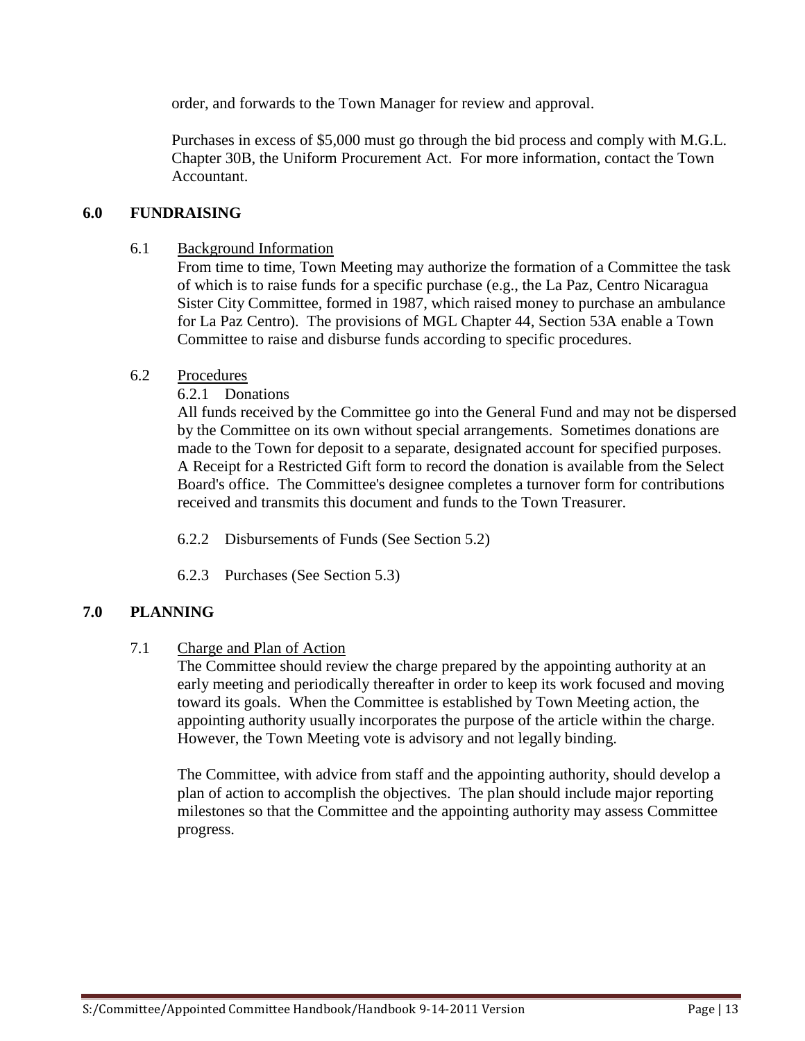order, and forwards to the Town Manager for review and approval.

Purchases in excess of $5,000 must go through the bid process and comply with M.G.L. Chapter 30B, the Uniform Procurement Act. For more information, contact the Town Accountant.

## 6.0 FUNDRAISING

### 6.1 Background Information

From time to time, Town Meeting may authorize the formation of a Committee the task of which is to raise funds for a specific purchase (e.g., the La Paz, Centro Nicaragua Sister City Committee, formed in 1987, which raised money to purchase an ambulance for La Paz Centro). The provisions of MGL Chapter 44, Section 53A enable a Town Committee to raise and disburse funds according to specific procedures.

### 6.2 Procedures

#### 6.2.1 Donations

All funds received by the Committee go into the General Fund and may not be dispersed by the Committee on its own without special arrangements. Sometimes donations are made to the Town for deposit to a separate, designated account for specified purposes. A Receipt for a Restricted Gift form to record the donation is available from the Select Board's office. The Committee's designee completes a turnover form for contributions received and transmits this document and funds to the Town Treasurer.

#### 6.2.2 Disbursements of Funds (See Section 5.2)

#### 6.2.3 Purchases (See Section 5.3)

## 7.0 PLANNING

### 7.1 Charge and Plan of Action

The Committee should review the charge prepared by the appointing authority at an early meeting and periodically thereafter in order to keep its work focused and moving toward its goals. When the Committee is established by Town Meeting action, the appointing authority usually incorporates the purpose of the article within the charge. However, the Town Meeting vote is advisory and not legally binding.

The Committee, with advice from staff and the appointing authority, should develop a plan of action to accomplish the objectives. The plan should include major reporting milestones so that the Committee and the appointing authority may assess Committee progress.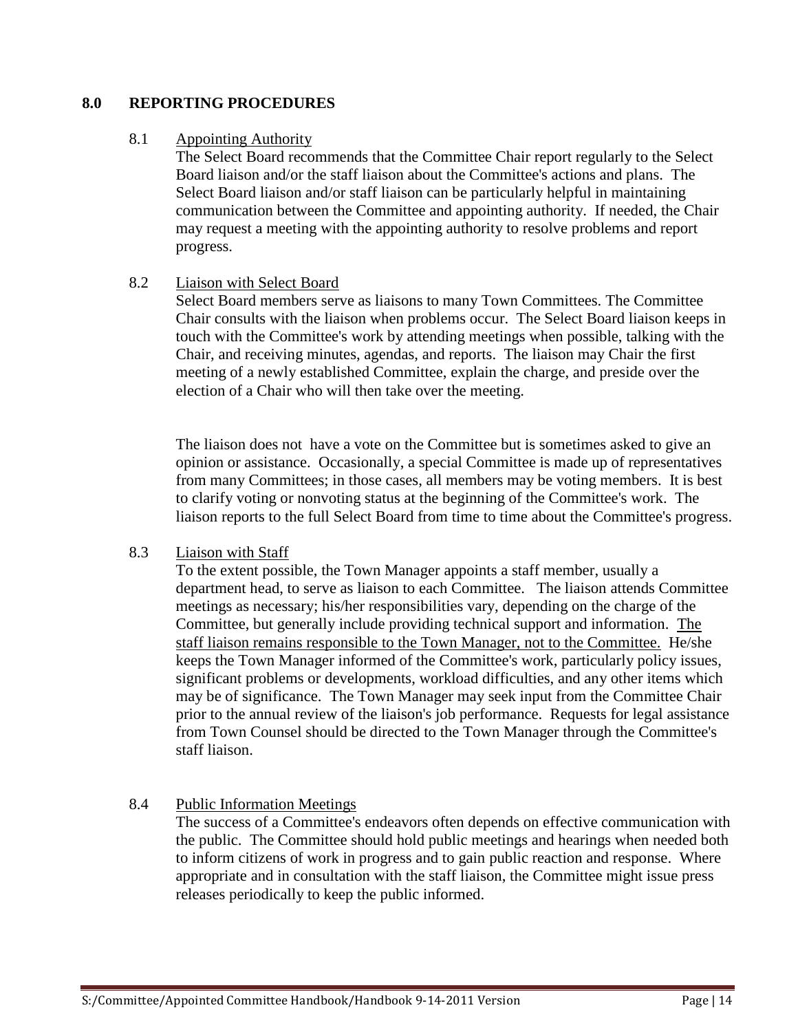## 8.0 REPORTING PROCEDURES

### 8.1 Appointing Authority

The Select Board recommends that the Committee Chair report regularly to the Select Board liaison and/or the staff liaison about the Committee's actions and plans. The Select Board liaison and/or staff liaison can be particularly helpful in maintaining communication between the Committee and appointing authority. If needed, the Chair may request a meeting with the appointing authority to resolve problems and report progress.

### 8.2 Liaison with Select Board

Select Board members serve as liaisons to many Town Committees. The Committee Chair consults with the liaison when problems occur. The Select Board liaison keeps in touch with the Committee's work by attending meetings when possible, talking with the Chair, and receiving minutes, agendas, and reports. The liaison may Chair the first meeting of a newly established Committee, explain the charge, and preside over the election of a Chair who will then take over the meeting.

The liaison does not have a vote on the Committee but is sometimes asked to give an opinion or assistance. Occasionally, a special Committee is made up of representatives from many Committees; in those cases, all members may be voting members. It is best to clarify voting or nonvoting status at the beginning of the Committee's work. The liaison reports to the full Select Board from time to time about the Committee's progress.

### 8.3 Liaison with Staff

To the extent possible, the Town Manager appoints a staff member, usually a department head, to serve as liaison to each Committee. The liaison attends Committee meetings as necessary; his/her responsibilities vary, depending on the charge of the Committee, but generally include providing technical support and information. <u>The staff liaison remains responsible to the Town Manager, not to the Committee.</u> He/she keeps the Town Manager informed of the Committee's work, particularly policy issues, significant problems or developments, workload difficulties, and any other items which may be of significance. The Town Manager may seek input from the Committee Chair prior to the annual review of the liaison's job performance. Requests for legal assistance from Town Counsel should be directed to the Town Manager through the Committee's staff liaison.

### 8.4 Public Information Meetings

The success of a Committee's endeavors often depends on effective communication with the public. The Committee should hold public meetings and hearings when needed both to inform citizens of work in progress and to gain public reaction and response. Where appropriate and in consultation with the staff liaison, the Committee might issue press releases periodically to keep the public informed.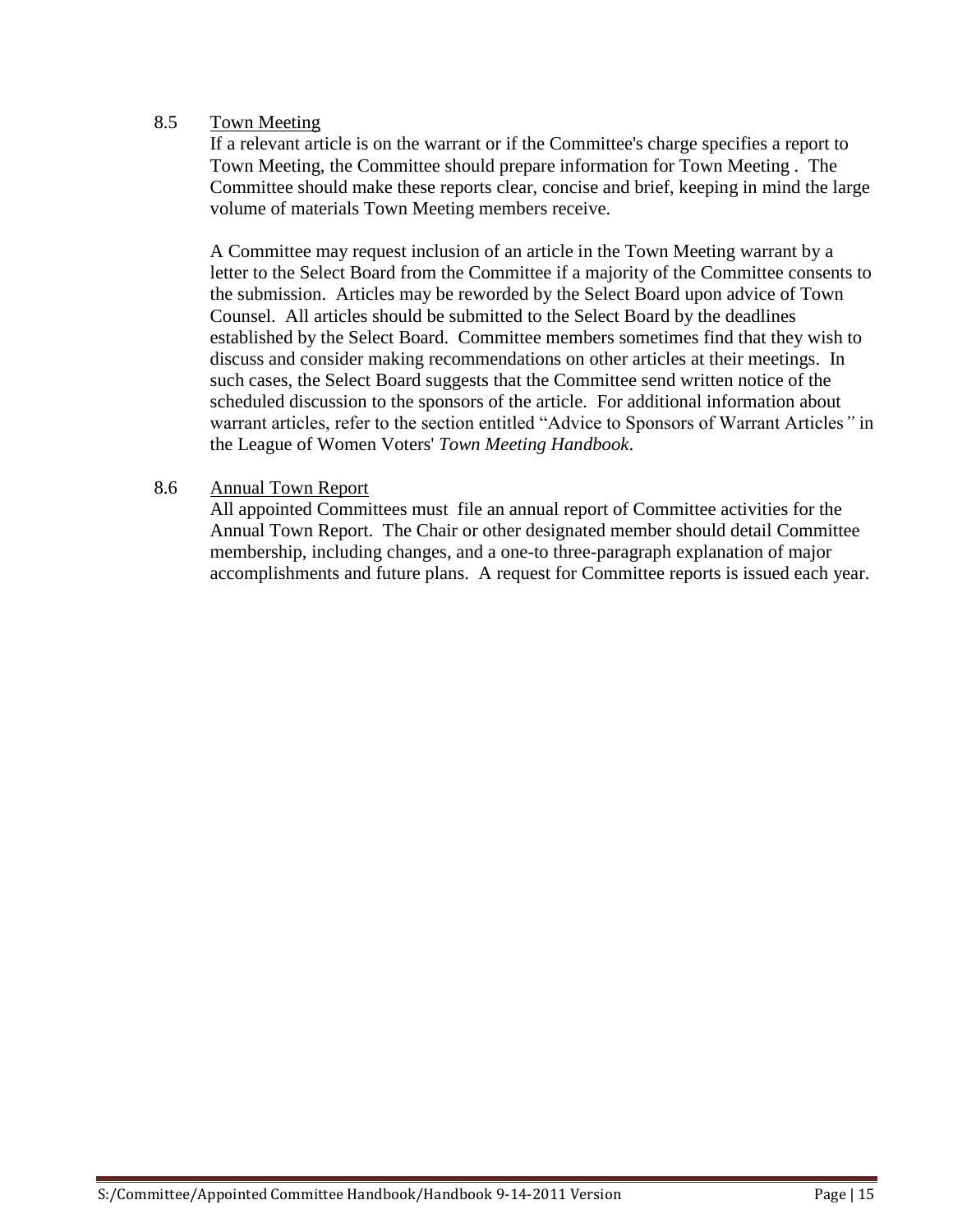## 8.5 Town Meeting

If a relevant article is on the warrant or if the Committee's charge specifies a report to Town Meeting, the Committee should prepare information for Town Meeting . The Committee should make these reports clear, concise and brief, keeping in mind the large volume of materials Town Meeting members receive.

A Committee may request inclusion of an article in the Town Meeting warrant by a letter to the Select Board from the Committee if a majority of the Committee consents to the submission. Articles may be reworded by the Select Board upon advice of Town Counsel. All articles should be submitted to the Select Board by the deadlines established by the Select Board. Committee members sometimes find that they wish to discuss and consider making recommendations on other articles at their meetings. In such cases, the Select Board suggests that the Committee send written notice of the scheduled discussion to the sponsors of the article. For additional information about warrant articles, refer to the section entitled "Advice to Sponsors of Warrant Articles" in the League of Women Voters' *Town Meeting Handbook*.

## 8.6 Annual Town Report

All appointed Committees must file an annual report of Committee activities for the Annual Town Report. The Chair or other designated member should detail Committee membership, including changes, and a one-to three-paragraph explanation of major accomplishments and future plans. A request for Committee reports is issued each year.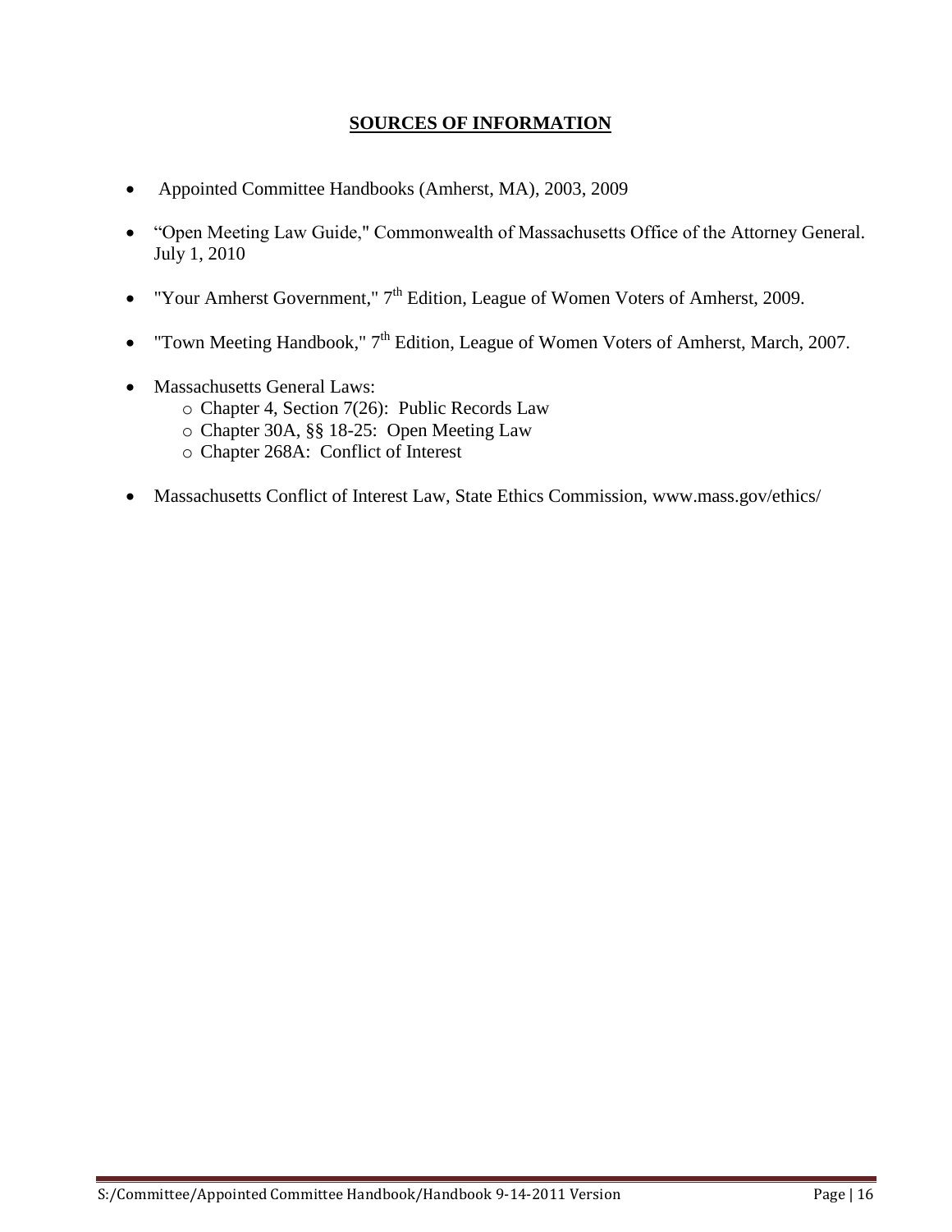## SOURCES OF INFORMATION

- Appointed Committee Handbooks (Amherst, MA), 2003, 2009
- "Open Meeting Law Guide," Commonwealth of Massachusetts Office of the Attorney General. July 1, 2010
- "Your Amherst Government," 7th Edition, League of Women Voters of Amherst, 2009.
- "Town Meeting Handbook," 7th Edition, League of Women Voters of Amherst, March, 2007.
- Massachusetts General Laws:
  - Chapter 4, Section 7(26): Public Records Law
  - Chapter 30A, §§ 18-25: Open Meeting Law
  - Chapter 268A: Conflict of Interest
- Massachusetts Conflict of Interest Law, State Ethics Commission, www.mass.gov/ethics/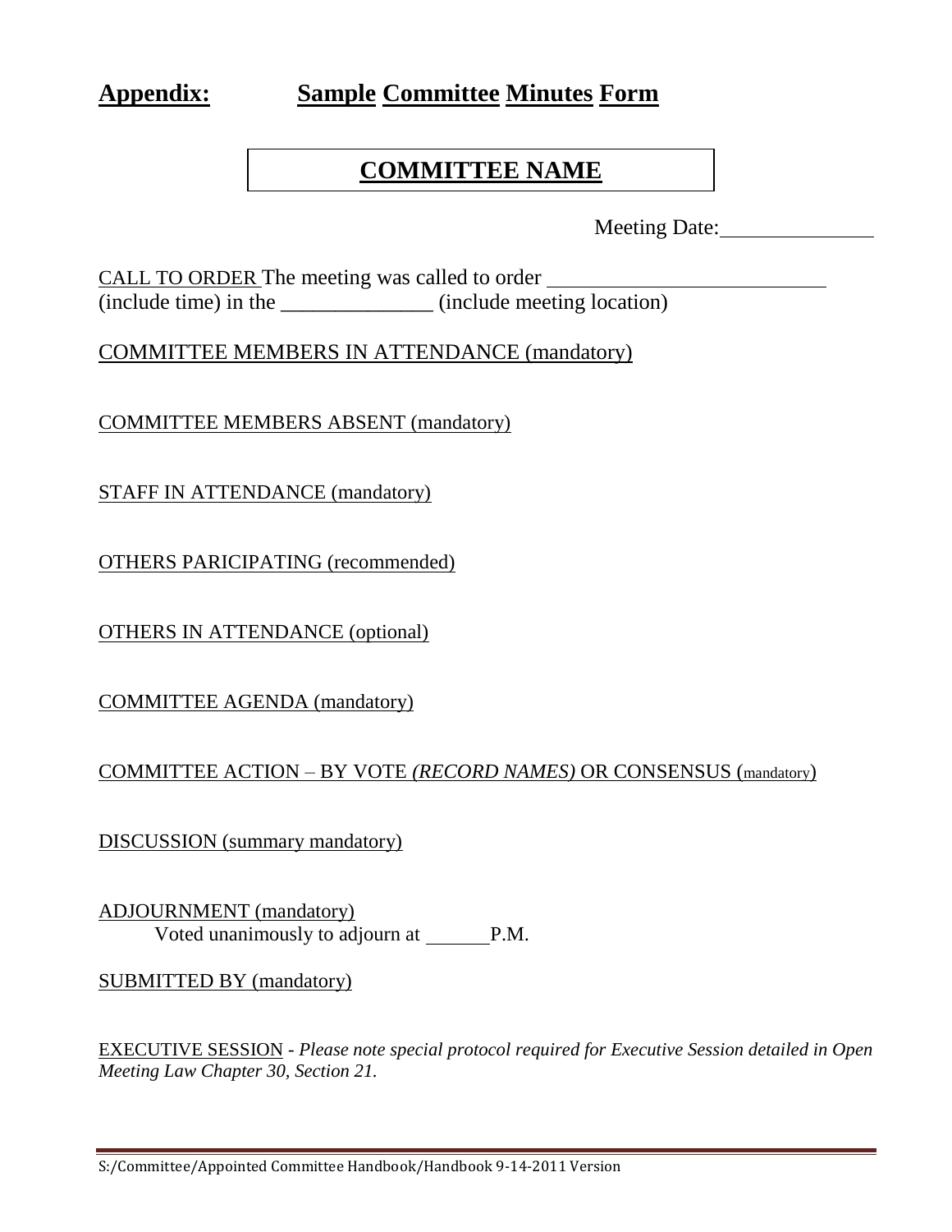# Appendix: Sample Committee Minutes Form

## COMMITTEE NAME

Meeting Date: \_\_\_\_\_\_\_\_\_\_\_\_\_\_

CALL TO ORDER The meeting was called to order \_\_\_\_\_\_\_\_\_\_\_\_\_\_\_\_\_\_\_\_\_\_\_\_\_\_ (include time) in the \_\_\_\_\_\_\_\_\_\_\_\_\_\_ (include meeting location)

COMMITTEE MEMBERS IN ATTENDANCE (mandatory)

COMMITTEE MEMBERS ABSENT (mandatory)

STAFF IN ATTENDANCE (mandatory)

OTHERS PARICIPATING (recommended)

OTHERS IN ATTENDANCE (optional)

COMMITTEE AGENDA (mandatory)

COMMITTEE ACTION – BY VOTE *(RECORD NAMES)* OR CONSENSUS (mandatory)

DISCUSSION (summary mandatory)

ADJOURNMENT (mandatory)
Voted unanimously to adjourn at \_\_\_\_\_\_P.M.

SUBMITTED BY (mandatory)

EXECUTIVE SESSION - *Please note special protocol required for Executive Session detailed in Open Meeting Law Chapter 30, Section 21.*